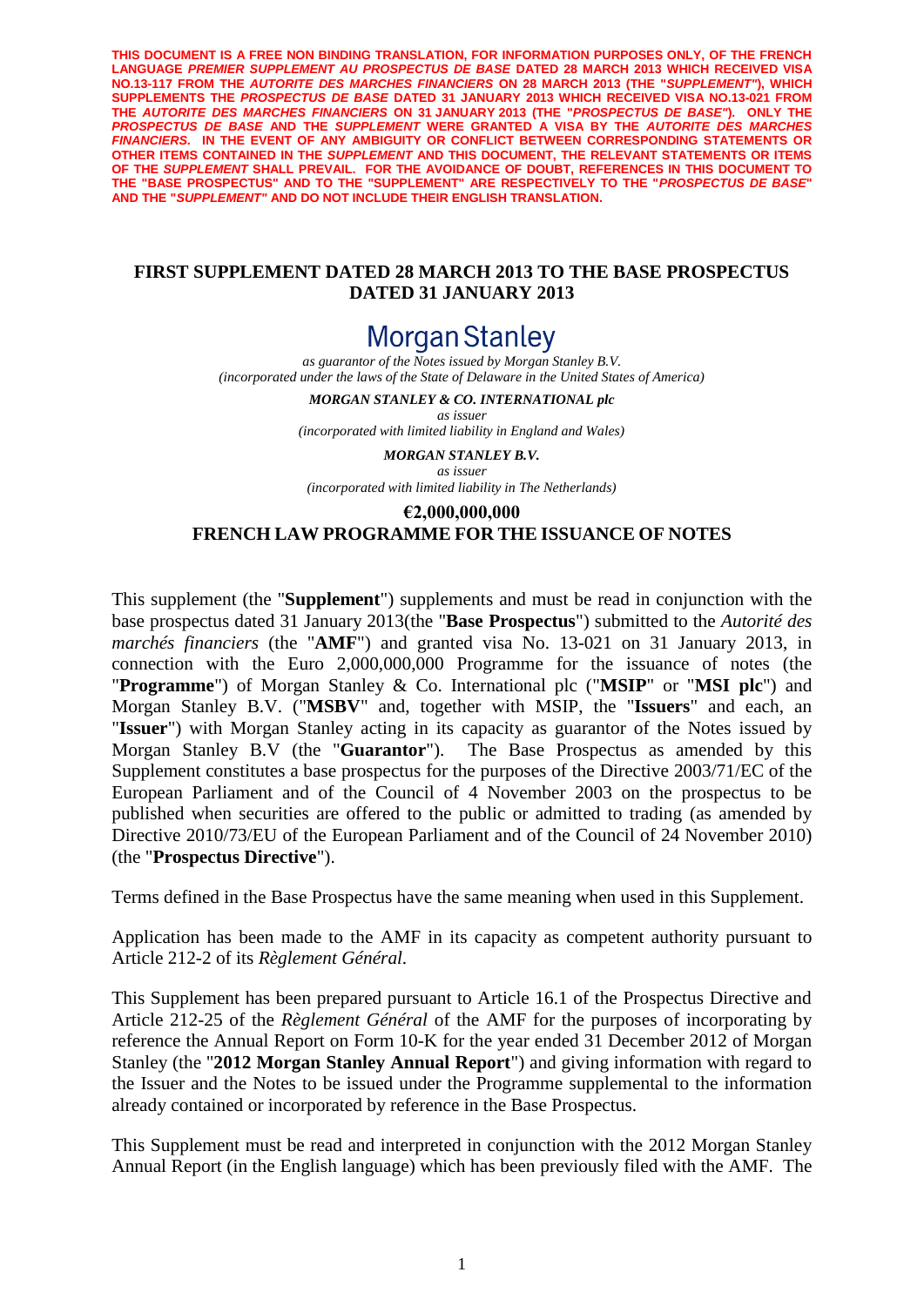**THIS DOCUMENT IS A FREE NON BINDING TRANSLATION, FOR INFORMATION PURPOSES ONLY, OF THE FRENCH LANGUAGE *PREMIER SUPPLEMENT AU PROSPECTUS DE BASE* DATED 28 MARCH 2013 WHICH RECEIVED VISA NO.13-117 FROM THE *AUTORITE DES MARCHES FINANCIERS* ON 28 MARCH 2013 (THE "*SUPPLEMENT*"), WHICH SUPPLEMENTS THE *PROSPECTUS DE BASE* DATED 31 JANUARY 2013 WHICH RECEIVED VISA NO.13-021 FROM THE *AUTORITE DES MARCHES FINANCIERS* ON 31 JANUARY 2013 (THE "*PROSPECTUS DE BASE*"). ONLY THE *PROSPECTUS DE BASE* AND THE *SUPPLEMENT* WERE GRANTED A VISA BY THE *AUTORITE DES MARCHES FINANCIERS.* IN THE EVENT OF ANY AMBIGUITY OR CONFLICT BETWEEN CORRESPONDING STATEMENTS OR OTHER ITEMS CONTAINED IN THE *SUPPLEMENT* AND THIS DOCUMENT, THE RELEVANT STATEMENTS OR ITEMS OF THE *SUPPLEMENT* SHALL PREVAIL. FOR THE AVOIDANCE OF DOUBT, REFERENCES IN THIS DOCUMENT TO THE "BASE PROSPECTUS" AND TO THE "SUPPLEMENT" ARE RESPECTIVELY TO THE "*PROSPECTUS DE BASE*" AND THE "*SUPPLEMENT*" AND DO NOT INCLUDE THEIR ENGLISH TRANSLATION.**

# FIRST SUPPLEMENT DATED 28 MARCH 2013 TO THE BASE PROSPECTUS DATED 31 JANUARY 2013

## Morgan Stanley

*as guarantor of the Notes issued by Morgan Stanley B.V.*
*(incorporated under the laws of the State of Delaware in the United States of America)*

***MORGAN STANLEY & CO. INTERNATIONAL plc***
*as issuer*
*(incorporated with limited liability in England and Wales)*

***MORGAN STANLEY B.V.***
*as issuer*
*(incorporated with limited liability in The Netherlands)*

**€2,000,000,000**
**FRENCH LAW PROGRAMME FOR THE ISSUANCE OF NOTES**

This supplement (the "**Supplement**") supplements and must be read in conjunction with the base prospectus dated 31 January 2013(the "**Base Prospectus**") submitted to the *Autorité des marchés financiers* (the "**AMF**") and granted visa No. 13-021 on 31 January 2013, in connection with the Euro 2,000,000,000 Programme for the issuance of notes (the "**Programme**") of Morgan Stanley & Co. International plc ("**MSIP**" or "**MSI plc**") and Morgan Stanley B.V. ("**MSBV**" and, together with MSIP, the "**Issuers**" and each, an "**Issuer**") with Morgan Stanley acting in its capacity as guarantor of the Notes issued by Morgan Stanley B.V (the "**Guarantor**"). The Base Prospectus as amended by this Supplement constitutes a base prospectus for the purposes of the Directive 2003/71/EC of the European Parliament and of the Council of 4 November 2003 on the prospectus to be published when securities are offered to the public or admitted to trading (as amended by Directive 2010/73/EU of the European Parliament and of the Council of 24 November 2010) (the "**Prospectus Directive**").

Terms defined in the Base Prospectus have the same meaning when used in this Supplement.

Application has been made to the AMF in its capacity as competent authority pursuant to Article 212-2 of its *Règlement Général*.

This Supplement has been prepared pursuant to Article 16.1 of the Prospectus Directive and Article 212-25 of the *Règlement Général* of the AMF for the purposes of incorporating by reference the Annual Report on Form 10-K for the year ended 31 December 2012 of Morgan Stanley (the "**2012 Morgan Stanley Annual Report**") and giving information with regard to the Issuer and the Notes to be issued under the Programme supplemental to the information already contained or incorporated by reference in the Base Prospectus.

This Supplement must be read and interpreted in conjunction with the 2012 Morgan Stanley Annual Report (in the English language) which has been previously filed with the AMF. The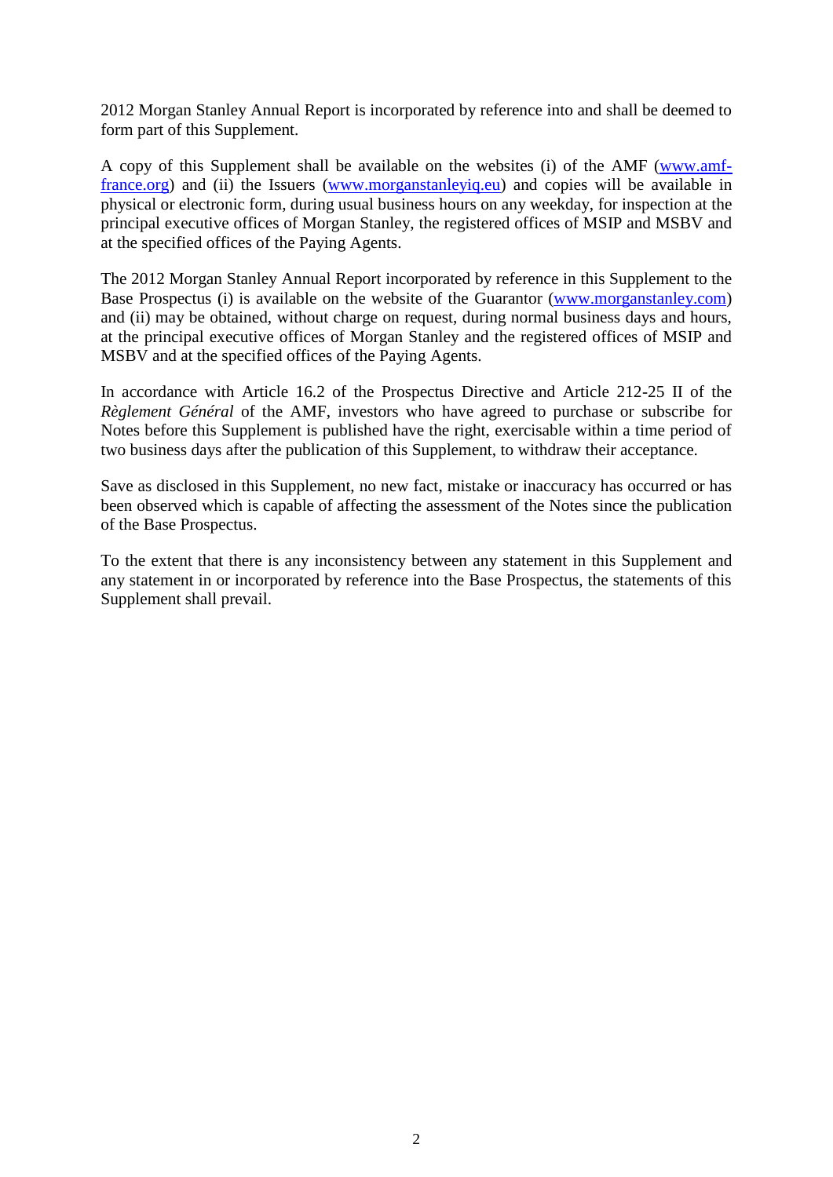2012 Morgan Stanley Annual Report is incorporated by reference into and shall be deemed to form part of this Supplement.

A copy of this Supplement shall be available on the websites (i) of the AMF (www.amf-france.org) and (ii) the Issuers (www.morganstanleyiq.eu) and copies will be available in physical or electronic form, during usual business hours on any weekday, for inspection at the principal executive offices of Morgan Stanley, the registered offices of MSIP and MSBV and at the specified offices of the Paying Agents.

The 2012 Morgan Stanley Annual Report incorporated by reference in this Supplement to the Base Prospectus (i) is available on the website of the Guarantor (www.morganstanley.com) and (ii) may be obtained, without charge on request, during normal business days and hours, at the principal executive offices of Morgan Stanley and the registered offices of MSIP and MSBV and at the specified offices of the Paying Agents.

In accordance with Article 16.2 of the Prospectus Directive and Article 212-25 II of the *Règlement Général* of the AMF, investors who have agreed to purchase or subscribe for Notes before this Supplement is published have the right, exercisable within a time period of two business days after the publication of this Supplement, to withdraw their acceptance.

Save as disclosed in this Supplement, no new fact, mistake or inaccuracy has occurred or has been observed which is capable of affecting the assessment of the Notes since the publication of the Base Prospectus.

To the extent that there is any inconsistency between any statement in this Supplement and any statement in or incorporated by reference into the Base Prospectus, the statements of this Supplement shall prevail.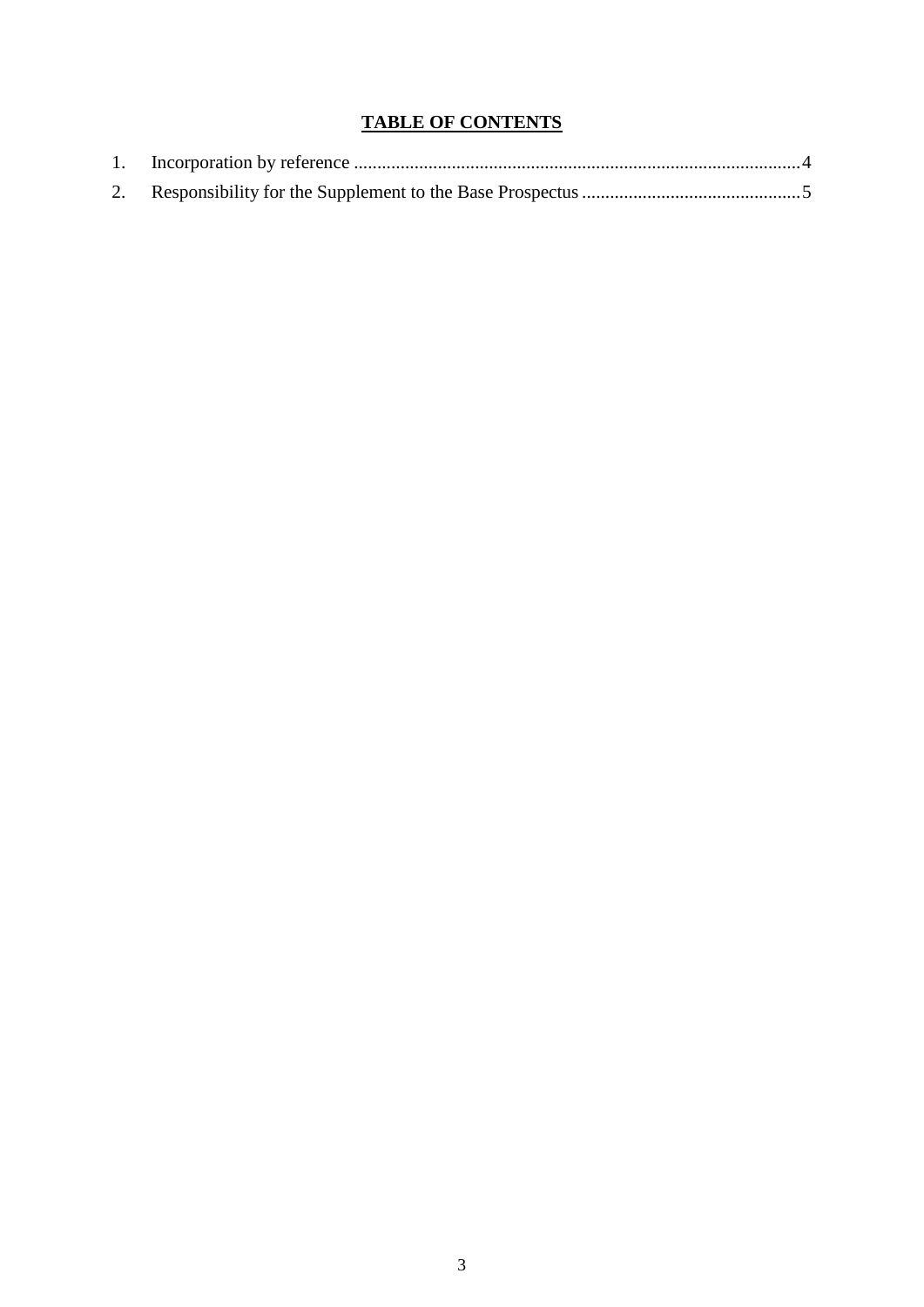**TABLE OF CONTENTS**

1. Incorporation by reference ...............................................................................................4
2. Responsibility for the Supplement to the Base Prospectus ..............................................5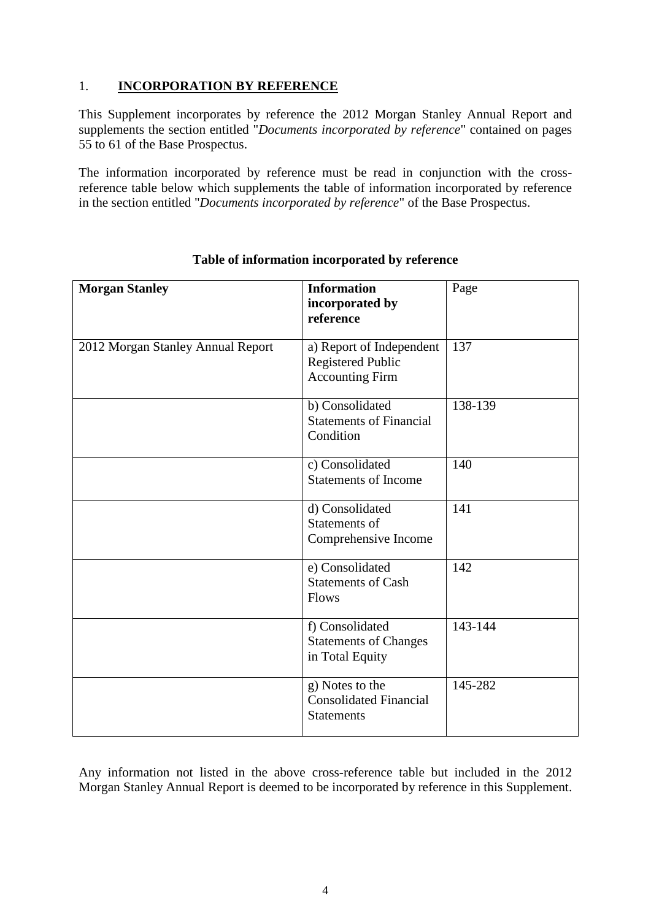## 1. INCORPORATION BY REFERENCE

This Supplement incorporates by reference the 2012 Morgan Stanley Annual Report and supplements the section entitled "*Documents incorporated by reference*" contained on pages 55 to 61 of the Base Prospectus.

The information incorporated by reference must be read in conjunction with the cross-reference table below which supplements the table of information incorporated by reference in the section entitled "*Documents incorporated by reference*" of the Base Prospectus.

**Table of information incorporated by reference**

| **Morgan Stanley** | **Information incorporated by reference** | Page |
|---|---|---|
| 2012 Morgan Stanley Annual Report | a) Report of Independent Registered Public Accounting Firm | 137 |
| | b) Consolidated Statements of Financial Condition | 138-139 |
| | c) Consolidated Statements of Income | 140 |
| | d) Consolidated Statements of Comprehensive Income | 141 |
| | e) Consolidated Statements of Cash Flows | 142 |
| | f) Consolidated Statements of Changes in Total Equity | 143-144 |
| | g) Notes to the Consolidated Financial Statements | 145-282 |

Any information not listed in the above cross-reference table but included in the 2012 Morgan Stanley Annual Report is deemed to be incorporated by reference in this Supplement.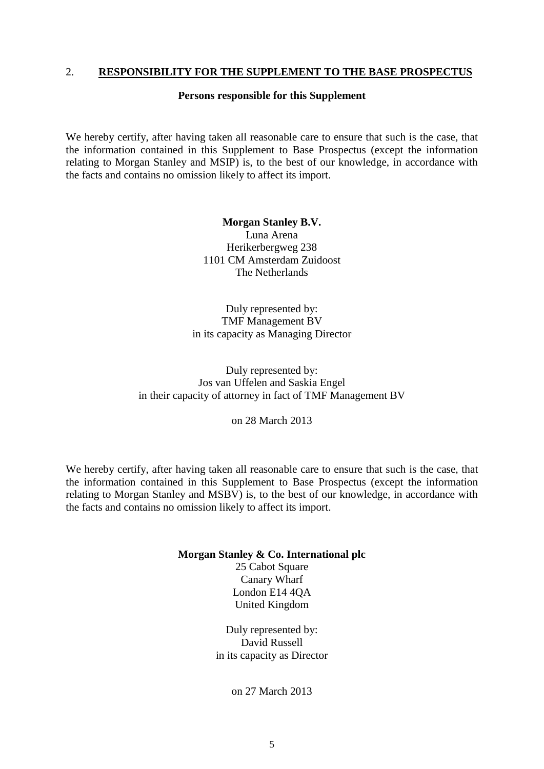## 2. RESPONSIBILITY FOR THE SUPPLEMENT TO THE BASE PROSPECTUS

**Persons responsible for this Supplement**

We hereby certify, after having taken all reasonable care to ensure that such is the case, that the information contained in this Supplement to Base Prospectus (except the information relating to Morgan Stanley and MSIP) is, to the best of our knowledge, in accordance with the facts and contains no omission likely to affect its import.

**Morgan Stanley B.V.**
Luna Arena
Herikerbergweg 238
1101 CM Amsterdam Zuidoost
The Netherlands

Duly represented by:
TMF Management BV
in its capacity as Managing Director

Duly represented by:
Jos van Uffelen and Saskia Engel
in their capacity of attorney in fact of TMF Management BV

on 28 March 2013

We hereby certify, after having taken all reasonable care to ensure that such is the case, that the information contained in this Supplement to Base Prospectus (except the information relating to Morgan Stanley and MSBV) is, to the best of our knowledge, in accordance with the facts and contains no omission likely to affect its import.

**Morgan Stanley & Co. International plc**
25 Cabot Square
Canary Wharf
London E14 4QA
United Kingdom

Duly represented by:
David Russell
in its capacity as Director

on 27 March 2013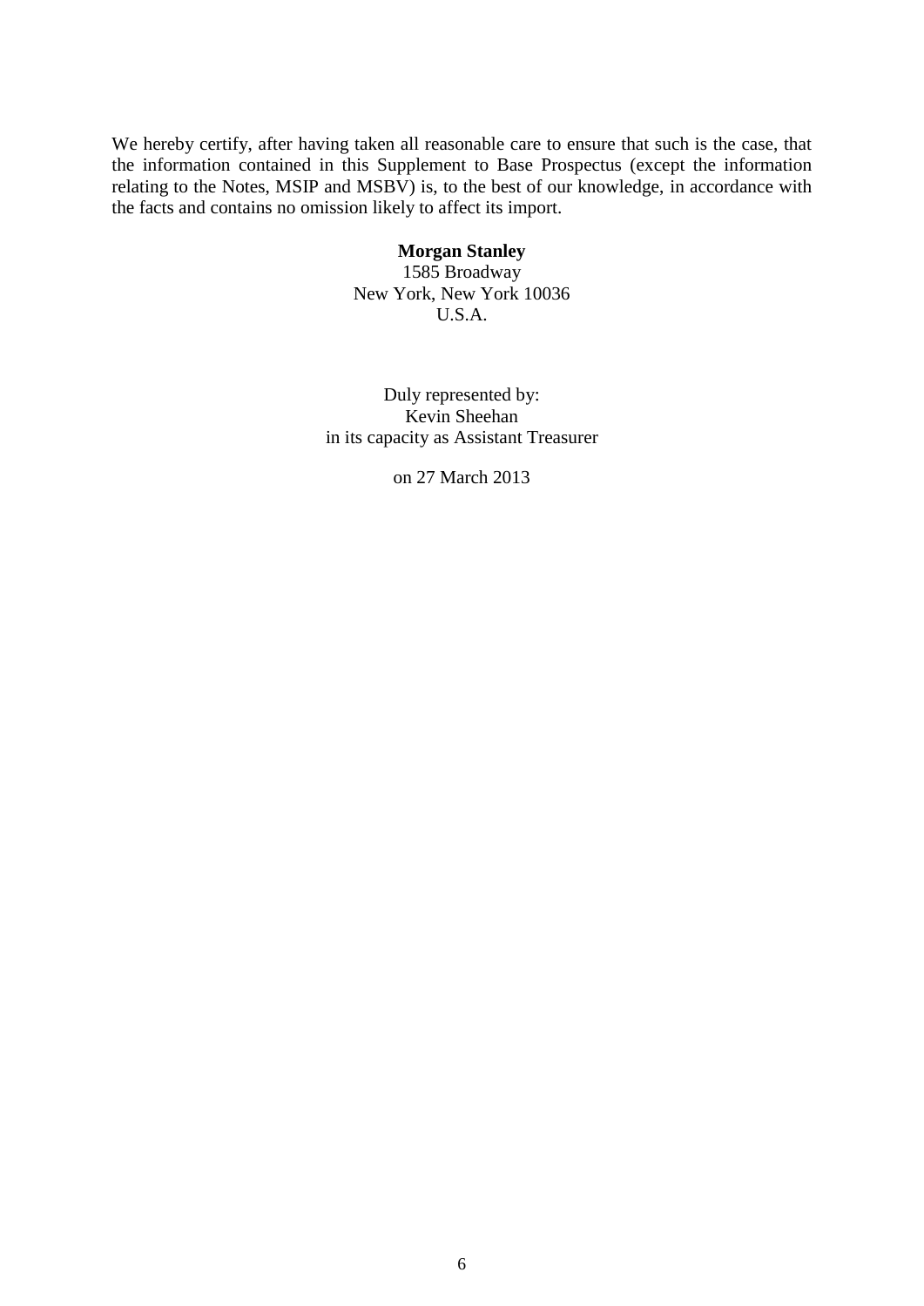We hereby certify, after having taken all reasonable care to ensure that such is the case, that the information contained in this Supplement to Base Prospectus (except the information relating to the Notes, MSIP and MSBV) is, to the best of our knowledge, in accordance with the facts and contains no omission likely to affect its import.

**Morgan Stanley**
1585 Broadway
New York, New York 10036
U.S.A.

Duly represented by:
Kevin Sheehan
in its capacity as Assistant Treasurer

on 27 March 2013